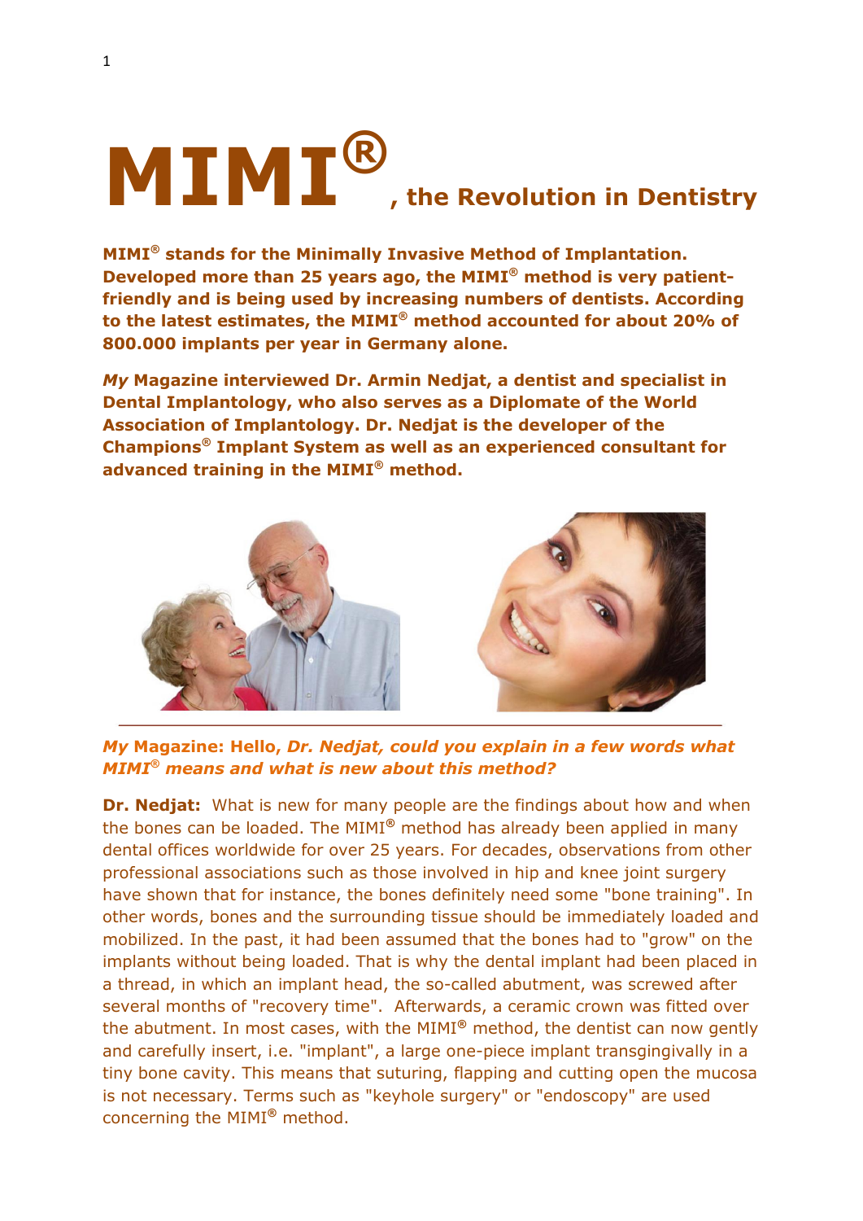# MIMI®, the Revolution in Dentistry

**MIMI® stands for the Minimally Invasive Method of Implantation. Developed more than 25 years ago, the MIMI® method is very patient-friendly and is being used by increasing numbers of dentists. According to the latest estimates, the MIMI® method accounted for about 20% of 800.000 implants per year in Germany alone.**

***My*** **Magazine interviewed Dr. Armin Nedjat, a dentist and specialist in Dental Implantology, who also serves as a Diplomate of the World Association of Implantology. Dr. Nedjat is the developer of the Champions® Implant System as well as an experienced consultant for advanced training in the MIMI® method.**

---

***My*** **Magazine: Hello,** ***Dr. Nedjat, could you explain in a few words what MIMI® means and what is new about this method?***

**Dr. Nedjat:** What is new for many people are the findings about how and when the bones can be loaded. The MIMI® method has already been applied in many dental offices worldwide for over 25 years. For decades, observations from other professional associations such as those involved in hip and knee joint surgery have shown that for instance, the bones definitely need some "bone training". In other words, bones and the surrounding tissue should be immediately loaded and mobilized. In the past, it had been assumed that the bones had to "grow" on the implants without being loaded. That is why the dental implant had been placed in a thread, in which an implant head, the so-called abutment, was screwed after several months of "recovery time". Afterwards, a ceramic crown was fitted over the abutment. In most cases, with the MIMI® method, the dentist can now gently and carefully insert, i.e. "implant", a large one-piece implant transgingivally in a tiny bone cavity. This means that suturing, flapping and cutting open the mucosa is not necessary. Terms such as "keyhole surgery" or "endoscopy" are used concerning the MIMI® method.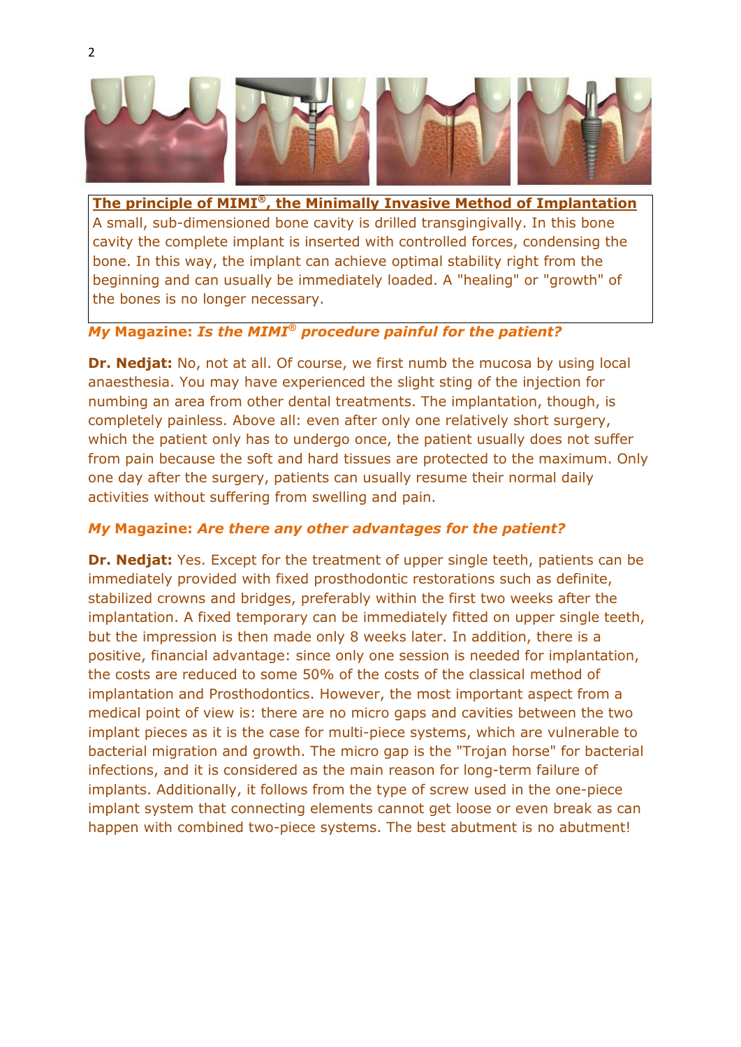**The principle of MIMI®, the Minimally Invasive Method of Implantation**

A small, sub-dimensioned bone cavity is drilled transgingivally. In this bone cavity the complete implant is inserted with controlled forces, condensing the bone. In this way, the implant can achieve optimal stability right from the beginning and can usually be immediately loaded. A "healing" or "growth" of the bones is no longer necessary.

***My* Magazine: *Is the MIMI® procedure painful for the patient?***

**Dr. Nedjat:** No, not at all. Of course, we first numb the mucosa by using local anaesthesia. You may have experienced the slight sting of the injection for numbing an area from other dental treatments. The implantation, though, is completely painless. Above all: even after only one relatively short surgery, which the patient only has to undergo once, the patient usually does not suffer from pain because the soft and hard tissues are protected to the maximum. Only one day after the surgery, patients can usually resume their normal daily activities without suffering from swelling and pain.

***My* Magazine: *Are there any other advantages for the patient?***

**Dr. Nedjat:** Yes. Except for the treatment of upper single teeth, patients can be immediately provided with fixed prosthodontic restorations such as definite, stabilized crowns and bridges, preferably within the first two weeks after the implantation. A fixed temporary can be immediately fitted on upper single teeth, but the impression is then made only 8 weeks later. In addition, there is a positive, financial advantage: since only one session is needed for implantation, the costs are reduced to some 50% of the costs of the classical method of implantation and Prosthodontics. However, the most important aspect from a medical point of view is: there are no micro gaps and cavities between the two implant pieces as it is the case for multi-piece systems, which are vulnerable to bacterial migration and growth. The micro gap is the "Trojan horse" for bacterial infections, and it is considered as the main reason for long-term failure of implants. Additionally, it follows from the type of screw used in the one-piece implant system that connecting elements cannot get loose or even break as can happen with combined two-piece systems. The best abutment is no abutment!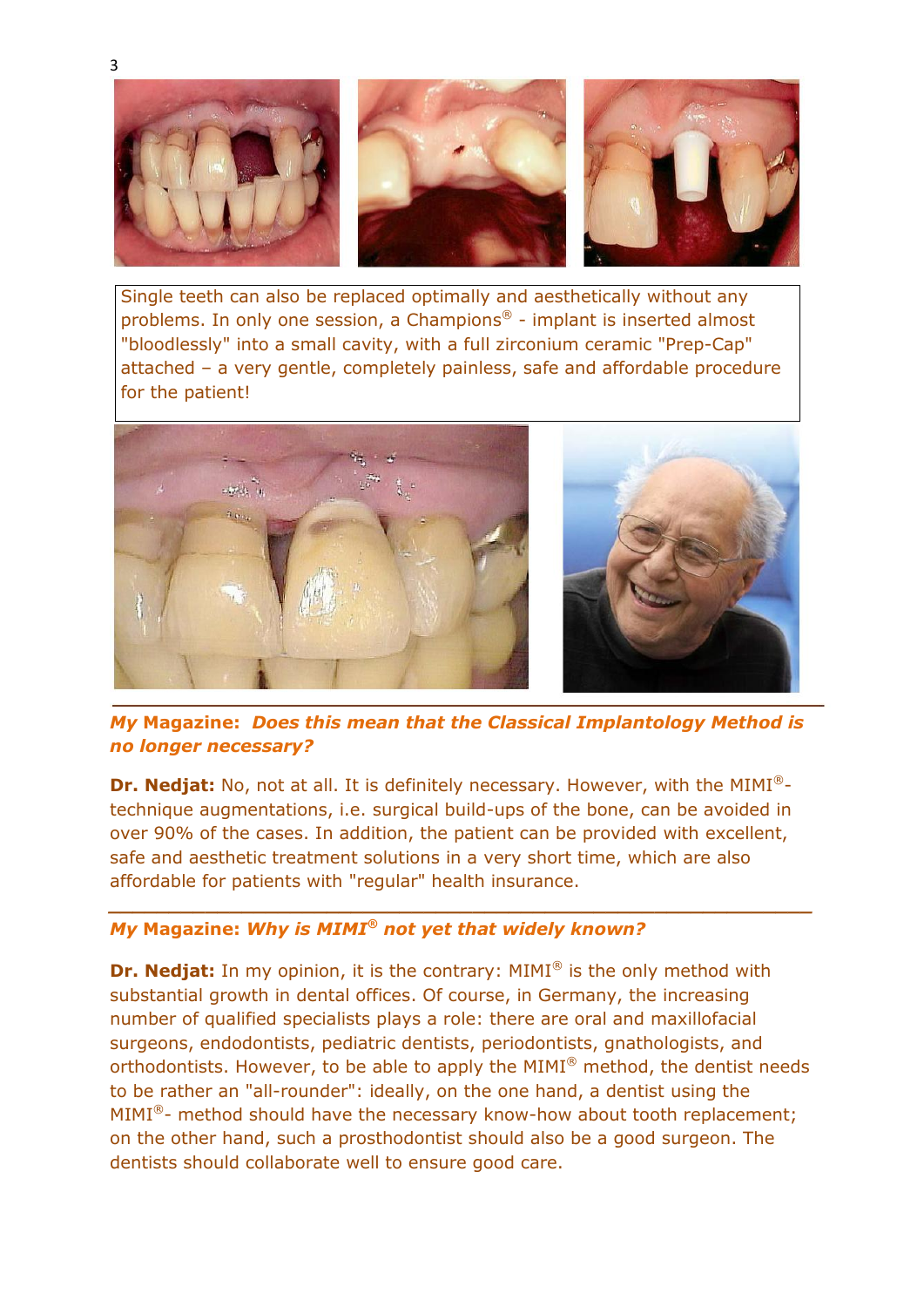Single teeth can also be replaced optimally and aesthetically without any problems. In only one session, a Champions® - implant is inserted almost "bloodlessly" into a small cavity, with a full zirconium ceramic "Prep-Cap" attached – a very gentle, completely painless, safe and affordable procedure for the patient!

---

***My* Magazine: *Does this mean that the Classical Implantology Method is no longer necessary?***

**Dr. Nedjat:** No, not at all. It is definitely necessary. However, with the MIMI®-technique augmentations, i.e. surgical build-ups of the bone, can be avoided in over 90% of the cases. In addition, the patient can be provided with excellent, safe and aesthetic treatment solutions in a very short time, which are also affordable for patients with "regular" health insurance.

---

***My* Magazine: *Why is MIMI® not yet that widely known?***

**Dr. Nedjat:** In my opinion, it is the contrary: MIMI® is the only method with substantial growth in dental offices. Of course, in Germany, the increasing number of qualified specialists plays a role: there are oral and maxillofacial surgeons, endodontists, pediatric dentists, periodontists, gnathologists, and orthodontists. However, to be able to apply the MIMI® method, the dentist needs to be rather an "all-rounder": ideally, on the one hand, a dentist using the MIMI®- method should have the necessary know-how about tooth replacement; on the other hand, such a prosthodontist should also be a good surgeon. The dentists should collaborate well to ensure good care.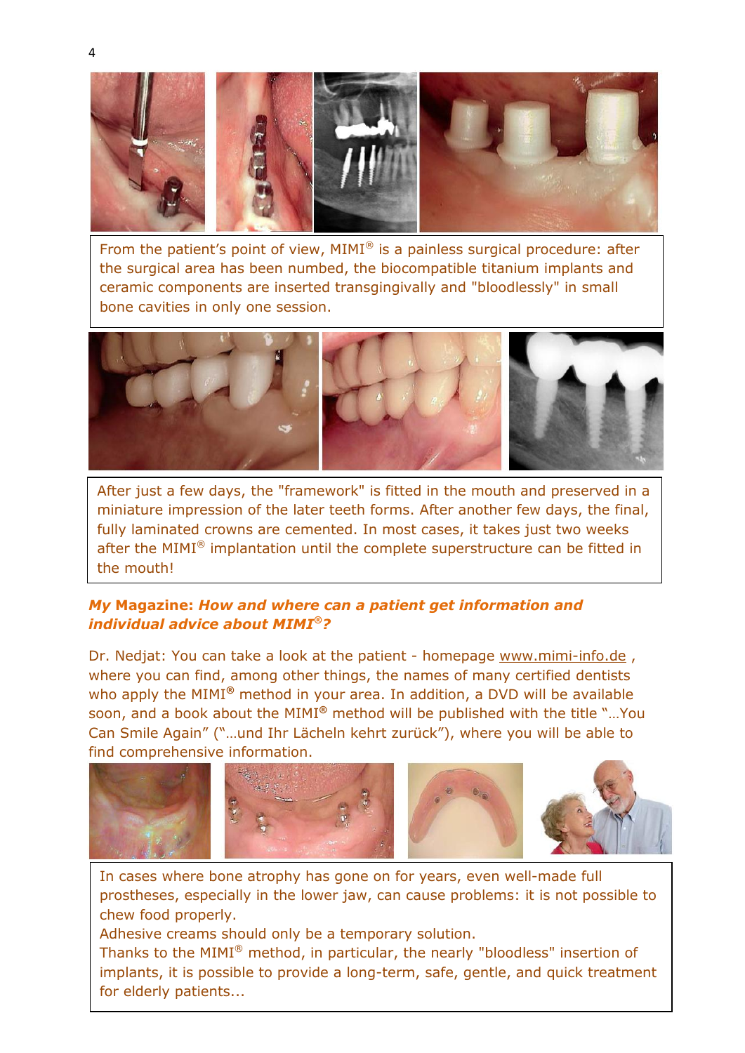From the patient's point of view, MIMI® is a painless surgical procedure: after the surgical area has been numbed, the biocompatible titanium implants and ceramic components are inserted transgingivally and "bloodlessly" in small bone cavities in only one session.

After just a few days, the "framework" is fitted in the mouth and preserved in a miniature impression of the later teeth forms. After another few days, the final, fully laminated crowns are cemented. In most cases, it takes just two weeks after the MIMI® implantation until the complete superstructure can be fitted in the mouth!

### *My Magazine: How and where can a patient get information and individual advice about MIMI®?*

Dr. Nedjat: You can take a look at the patient - homepage www.mimi-info.de , where you can find, among other things, the names of many certified dentists who apply the MIMI® method in your area. In addition, a DVD will be available soon, and a book about the MIMI® method will be published with the title "…You Can Smile Again" ("…und Ihr Lächeln kehrt zurück"), where you will be able to find comprehensive information.

In cases where bone atrophy has gone on for years, even well-made full prostheses, especially in the lower jaw, can cause problems: it is not possible to chew food properly.
Adhesive creams should only be a temporary solution.
Thanks to the MIMI® method, in particular, the nearly "bloodless" insertion of implants, it is possible to provide a long-term, safe, gentle, and quick treatment for elderly patients...